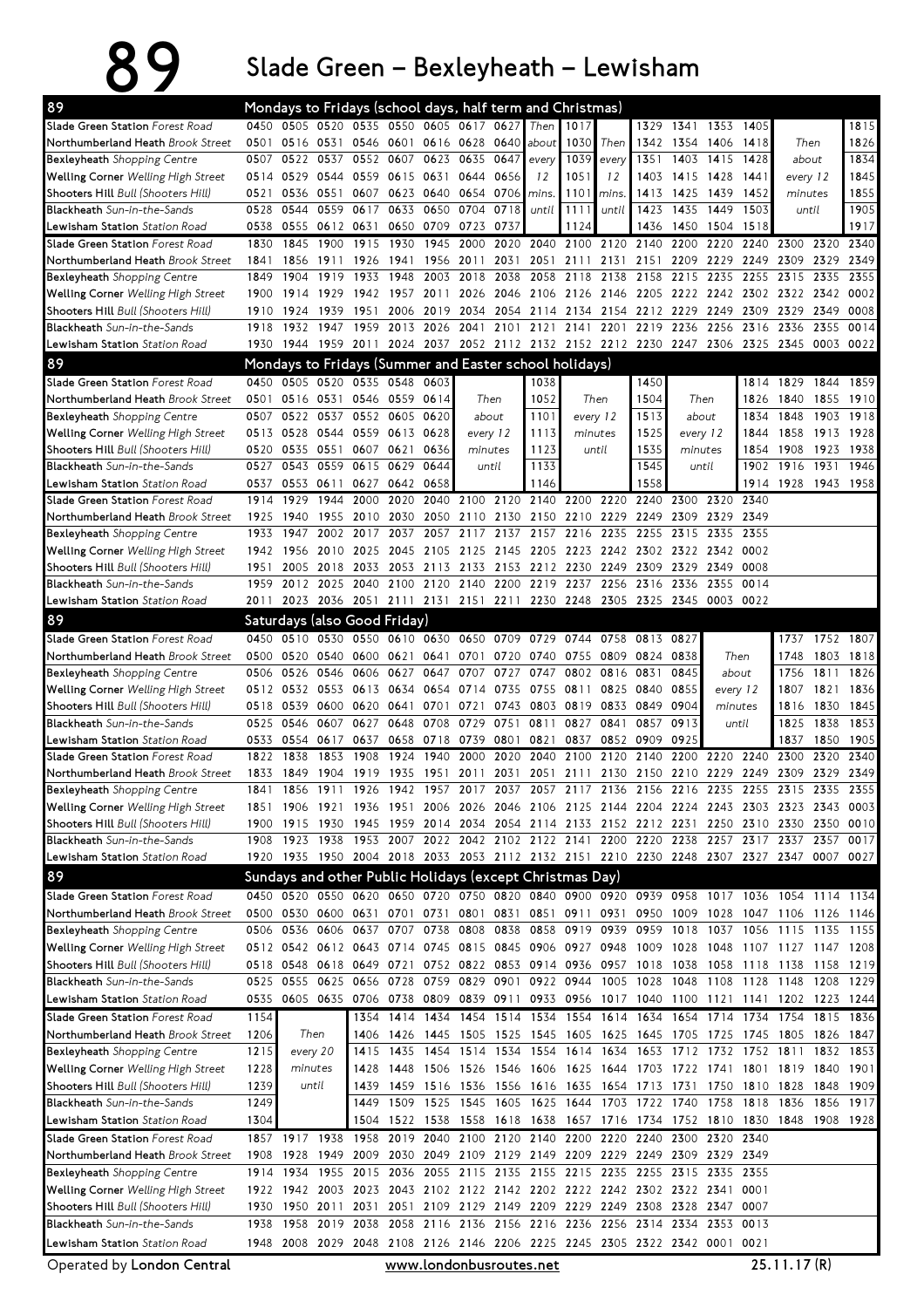# 89 Slade Green – Bexleyheath – Lewisham

## Mondays to Fridays (school days, half term and Christmas)

| 89 | | | | | | | | | | | | | | | | | | | |
|---|---|---|---|---|---|---|---|---|---|---|---|---|---|---|---|---|---|---|---|
| Slade Green Station Forest Road | 0450 | 0505 | 0520 | 0535 | 0550 | 0605 | 0617 | 0627 | Then | 1017 | | 1329 | 1341 | 1353 | 1405 | | | | 1815 |
| Northumberland Heath Brook Street | 0501 | 0516 | 0531 | 0546 | 0601 | 0616 | 0628 | 0640 | about | 1030 | Then | 1342 | 1354 | 1406 | 1418 | Then | | | 1826 |
| Bexleyheath Shopping Centre | 0507 | 0522 | 0537 | 0552 | 0607 | 0623 | 0635 | 0647 | every | 1039 | every | 1351 | 1403 | 1415 | 1428 | about | | | 1834 |
| Welling Corner Welling High Street | 0514 | 0529 | 0544 | 0559 | 0615 | 0631 | 0644 | 0656 | 12 | 1051 | 12 | 1403 | 1415 | 1428 | 1441 | every 12 | | | 1845 |
| Shooters Hill Bull (Shooters Hill) | 0521 | 0536 | 0551 | 0607 | 0623 | 0640 | 0654 | 0706 | mins. | 1101 | mins. | 1413 | 1425 | 1439 | 1452 | minutes | | | 1855 |
| Blackheath Sun-in-the-Sands | 0528 | 0544 | 0559 | 0617 | 0633 | 0650 | 0704 | 0718 | until | 1111 | until | 1423 | 1435 | 1449 | 1503 | until | | | 1905 |
| Lewisham Station Station Road | 0538 | 0555 | 0612 | 0631 | 0650 | 0709 | 0723 | 0737 | | 1124 | | 1436 | 1450 | 1504 | 1518 | | | | 1917 |
| Slade Green Station Forest Road | 1830 | 1845 | 1900 | 1915 | 1930 | 1945 | 2000 | 2020 | 2040 | 2100 | 2120 | 2140 | 2200 | 2220 | 2240 | 2300 | 2320 | 2340 | |
| Northumberland Heath Brook Street | 1841 | 1856 | 1911 | 1926 | 1941 | 1956 | 2011 | 2031 | 2051 | 2111 | 2131 | 2151 | 2209 | 2229 | 2249 | 2309 | 2329 | 2349 | |
| Bexleyheath Shopping Centre | 1849 | 1904 | 1919 | 1933 | 1948 | 2003 | 2018 | 2038 | 2058 | 2118 | 2138 | 2158 | 2215 | 2235 | 2255 | 2315 | 2335 | 2355 | |
| Welling Corner Welling High Street | 1900 | 1914 | 1929 | 1942 | 1957 | 2011 | 2026 | 2046 | 2106 | 2126 | 2146 | 2205 | 2222 | 2242 | 2302 | 2322 | 2342 | 0002 | |
| Shooters Hill Bull (Shooters Hill) | 1910 | 1924 | 1939 | 1951 | 2006 | 2019 | 2034 | 2054 | 2114 | 2134 | 2154 | 2212 | 2229 | 2249 | 2309 | 2329 | 2349 | 0008 | |
| Blackheath Sun-in-the-Sands | 1918 | 1932 | 1947 | 1959 | 2013 | 2026 | 2041 | 2101 | 2121 | 2141 | 2201 | 2219 | 2236 | 2256 | 2316 | 2336 | 2355 | 0014 | |
| Lewisham Station Station Road | 1930 | 1944 | 1959 | 2011 | 2024 | 2037 | 2052 | 2112 | 2132 | 2152 | 2212 | 2230 | 2247 | 2306 | 2325 | 2345 | 0003 | 0022 | |

## Mondays to Fridays (Summer and Easter school holidays)

| 89 | | | | | | | | | | | | | | | | | | |
|---|---|---|---|---|---|---|---|---|---|---|---|---|---|---|---|---|---|---|
| Slade Green Station Forest Road | 0450 | 0505 | 0520 | 0535 | 0548 | 0603 | | 1038 | | 1450 | | 1814 | 1829 | 1844 | 1859 |
| Northumberland Heath Brook Street | 0501 | 0516 | 0531 | 0546 | 0559 | 0614 | Then | 1052 | Then | 1504 | Then | 1826 | 1840 | 1855 | 1910 |
| Bexleyheath Shopping Centre | 0507 | 0522 | 0537 | 0552 | 0605 | 0620 | about | 1101 | every 12 | 1513 | about | 1834 | 1848 | 1903 | 1918 |
| Welling Corner Welling High Street | 0513 | 0528 | 0544 | 0559 | 0613 | 0628 | every 12 | 1113 | minutes | 1525 | every 12 | 1844 | 1858 | 1913 | 1928 |
| Shooters Hill Bull (Shooters Hill) | 0520 | 0535 | 0551 | 0607 | 0621 | 0636 | minutes | 1123 | until | 1535 | minutes | 1854 | 1908 | 1923 | 1938 |
| Blackheath Sun-in-the-Sands | 0527 | 0543 | 0559 | 0615 | 0629 | 0644 | until | 1133 | | 1545 | until | 1902 | 1916 | 1931 | 1946 |
| Lewisham Station Station Road | 0537 | 0553 | 0611 | 0627 | 0642 | 0658 | | 1146 | | 1558 | | 1914 | 1928 | 1943 | 1958 |
| Slade Green Station Forest Road | 1914 | 1929 | 1944 | 2000 | 2020 | 2040 | 2100 | 2120 | 2140 | 2200 | 2220 | 2240 | 2300 | 2320 | 2340 |
| Northumberland Heath Brook Street | 1925 | 1940 | 1955 | 2010 | 2030 | 2050 | 2110 | 2130 | 2150 | 2210 | 2229 | 2249 | 2309 | 2329 | 2349 |
| Bexleyheath Shopping Centre | 1933 | 1947 | 2002 | 2017 | 2037 | 2057 | 2117 | 2137 | 2157 | 2216 | 2235 | 2255 | 2315 | 2335 | 2355 |
| Welling Corner Welling High Street | 1942 | 1956 | 2010 | 2025 | 2045 | 2105 | 2125 | 2145 | 2205 | 2223 | 2242 | 2302 | 2322 | 2342 | 0002 |
| Shooters Hill Bull (Shooters Hill) | 1951 | 2005 | 2018 | 2033 | 2053 | 2113 | 2133 | 2153 | 2212 | 2230 | 2249 | 2309 | 2329 | 2349 | 0008 |
| Blackheath Sun-in-the-Sands | 1959 | 2012 | 2025 | 2040 | 2100 | 2120 | 2140 | 2200 | 2219 | 2237 | 2256 | 2316 | 2336 | 2355 | 0014 |
| Lewisham Station Station Road | 2011 | 2023 | 2036 | 2051 | 2111 | 2131 | 2151 | 2211 | 2230 | 2248 | 2305 | 2325 | 2345 | 0003 | 0022 |

## Saturdays (also Good Friday)

| 89 | | | | | | | | | | | | | | | | | | |
|---|---|---|---|---|---|---|---|---|---|---|---|---|---|---|---|---|---|---|
| Slade Green Station Forest Road | 0450 | 0510 | 0530 | 0550 | 0610 | 0630 | 0650 | 0709 | 0729 | 0744 | 0758 | 0813 | 0827 | | | 1737 | 1752 | 1807 |
| Northumberland Heath Brook Street | 0500 | 0520 | 0540 | 0600 | 0621 | 0641 | 0701 | 0720 | 0740 | 0755 | 0809 | 0824 | 0838 | Then | | 1748 | 1803 | 1818 |
| Bexleyheath Shopping Centre | 0506 | 0526 | 0546 | 0606 | 0627 | 0647 | 0707 | 0727 | 0747 | 0802 | 0816 | 0831 | 0845 | about | | 1756 | 1811 | 1826 |
| Welling Corner Welling High Street | 0512 | 0532 | 0553 | 0613 | 0634 | 0654 | 0714 | 0735 | 0755 | 0811 | 0825 | 0840 | 0855 | every 12 | | 1807 | 1821 | 1836 |
| Shooters Hill Bull (Shooters Hill) | 0518 | 0539 | 0600 | 0620 | 0641 | 0701 | 0721 | 0743 | 0803 | 0819 | 0833 | 0849 | 0904 | minutes | | 1816 | 1830 | 1845 |
| Blackheath Sun-in-the-Sands | 0525 | 0546 | 0607 | 0627 | 0648 | 0708 | 0729 | 0751 | 0811 | 0827 | 0841 | 0857 | 0913 | until | | 1825 | 1838 | 1853 |
| Lewisham Station Station Road | 0533 | 0554 | 0617 | 0637 | 0658 | 0718 | 0739 | 0801 | 0821 | 0837 | 0852 | 0909 | 0925 | | | 1837 | 1850 | 1905 |
| Slade Green Station Forest Road | 1822 | 1838 | 1853 | 1908 | 1924 | 1940 | 2000 | 2020 | 2040 | 2100 | 2120 | 2140 | 2200 | 2220 | 2240 | 2300 | 2320 | 2340 |
| Northumberland Heath Brook Street | 1833 | 1849 | 1904 | 1919 | 1935 | 1951 | 2011 | 2031 | 2051 | 2111 | 2130 | 2150 | 2210 | 2229 | 2249 | 2309 | 2329 | 2349 |
| Bexleyheath Shopping Centre | 1841 | 1856 | 1911 | 1926 | 1942 | 1957 | 2017 | 2037 | 2057 | 2117 | 2136 | 2156 | 2216 | 2235 | 2255 | 2315 | 2335 | 2355 |
| Welling Corner Welling High Street | 1851 | 1906 | 1921 | 1936 | 1951 | 2006 | 2026 | 2046 | 2106 | 2125 | 2144 | 2204 | 2224 | 2243 | 2303 | 2323 | 2343 | 0003 |
| Shooters Hill Bull (Shooters Hill) | 1900 | 1915 | 1930 | 1945 | 1959 | 2014 | 2034 | 2054 | 2114 | 2133 | 2152 | 2212 | 2231 | 2250 | 2310 | 2330 | 2350 | 0010 |
| Blackheath Sun-in-the-Sands | 1908 | 1923 | 1938 | 1953 | 2007 | 2022 | 2042 | 2102 | 2122 | 2141 | 2200 | 2220 | 2238 | 2257 | 2317 | 2337 | 2357 | 0017 |
| Lewisham Station Station Road | 1920 | 1935 | 1950 | 2004 | 2018 | 2033 | 2053 | 2113 | 2132 | 2151 | 2210 | 2230 | 2248 | 2307 | 2327 | 2347 | 0007 | 0027 |

## Sundays and other Public Holidays (except Christmas Day)

| 89 | | | | | | | | | | | | | | | | | | |
|---|---|---|---|---|---|---|---|---|---|---|---|---|---|---|---|---|---|---|
| Slade Green Station Forest Road | 0450 | 0520 | 0550 | 0620 | 0650 | 0720 | 0750 | 0820 | 0840 | 0900 | 0920 | 0939 | 0958 | 1017 | 1036 | 1054 | 1114 | 1134 |
| Northumberland Heath Brook Street | 0500 | 0530 | 0600 | 0631 | 0701 | 0731 | 0801 | 0831 | 0851 | 0911 | 0931 | 0950 | 1009 | 1028 | 1047 | 1106 | 1126 | 1146 |
| Bexleyheath Shopping Centre | 0506 | 0536 | 0606 | 0637 | 0707 | 0738 | 0808 | 0838 | 0858 | 0919 | 0939 | 0959 | 1018 | 1037 | 1056 | 1115 | 1135 | 1155 |
| Welling Corner Welling High Street | 0512 | 0542 | 0612 | 0643 | 0714 | 0745 | 0815 | 0845 | 0906 | 0927 | 0948 | 1009 | 1028 | 1048 | 1107 | 1127 | 1147 | 1208 |
| Shooters Hill Bull (Shooters Hill) | 0518 | 0548 | 0618 | 0649 | 0721 | 0752 | 0822 | 0853 | 0914 | 0936 | 0957 | 1018 | 1038 | 1058 | 1118 | 1138 | 1158 | 1219 |
| Blackheath Sun-in-the-Sands | 0525 | 0555 | 0625 | 0656 | 0728 | 0759 | 0829 | 0901 | 0922 | 0944 | 1005 | 1028 | 1048 | 1108 | 1128 | 1148 | 1208 | 1229 |
| Lewisham Station Station Road | 0535 | 0605 | 0635 | 0706 | 0738 | 0809 | 0839 | 0911 | 0933 | 0956 | 1017 | 1040 | 1100 | 1121 | 1141 | 1202 | 1223 | 1244 |
| Slade Green Station Forest Road | 1154 | | 1354 | 1414 | 1434 | 1454 | 1514 | 1534 | 1554 | 1614 | 1634 | 1654 | 1714 | 1734 | 1754 | 1815 | 1836 | |
| Northumberland Heath Brook Street | 1206 | Then | 1406 | 1426 | 1445 | 1505 | 1525 | 1545 | 1605 | 1625 | 1645 | 1705 | 1725 | 1745 | 1805 | 1826 | 1847 | |
| Bexleyheath Shopping Centre | 1215 | every 20 | 1415 | 1435 | 1454 | 1514 | 1534 | 1554 | 1614 | 1634 | 1653 | 1712 | 1732 | 1752 | 1811 | 1832 | 1853 | |
| Welling Corner Welling High Street | 1228 | minutes | 1428 | 1448 | 1506 | 1526 | 1546 | 1606 | 1625 | 1644 | 1703 | 1722 | 1741 | 1801 | 1819 | 1840 | 1901 | |
| Shooters Hill Bull (Shooters Hill) | 1239 | until | 1439 | 1459 | 1516 | 1536 | 1556 | 1616 | 1635 | 1654 | 1713 | 1731 | 1750 | 1810 | 1828 | 1848 | 1909 | |
| Blackheath Sun-in-the-Sands | 1249 | | 1449 | 1509 | 1525 | 1545 | 1605 | 1625 | 1644 | 1703 | 1722 | 1740 | 1758 | 1818 | 1836 | 1856 | 1917 | |
| Lewisham Station Station Road | 1304 | | 1504 | 1522 | 1538 | 1558 | 1618 | 1638 | 1657 | 1716 | 1734 | 1752 | 1810 | 1830 | 1848 | 1908 | 1928 | |
| Slade Green Station Forest Road | 1857 | 1917 | 1938 | 1958 | 2019 | 2040 | 2100 | 2120 | 2140 | 2200 | 2220 | 2240 | 2300 | 2320 | 2340 | | | |
| Northumberland Heath Brook Street | 1908 | 1928 | 1949 | 2009 | 2030 | 2049 | 2109 | 2129 | 2149 | 2209 | 2229 | 2249 | 2309 | 2329 | 2349 | | | |
| Bexleyheath Shopping Centre | 1914 | 1934 | 1955 | 2015 | 2036 | 2055 | 2115 | 2135 | 2155 | 2215 | 2235 | 2255 | 2315 | 2335 | 2355 | | | |
| Welling Corner Welling High Street | 1922 | 1942 | 2003 | 2023 | 2043 | 2102 | 2122 | 2142 | 2202 | 2222 | 2242 | 2302 | 2322 | 2341 | 0001 | | | |
| Shooters Hill Bull (Shooters Hill) | 1930 | 1950 | 2011 | 2031 | 2051 | 2109 | 2129 | 2149 | 2209 | 2229 | 2249 | 2308 | 2328 | 2347 | 0007 | | | |
| Blackheath Sun-in-the-Sands | 1938 | 1958 | 2019 | 2038 | 2058 | 2116 | 2136 | 2156 | 2216 | 2236 | 2256 | 2314 | 2334 | 2353 | 0013 | | | |
| Lewisham Station Station Road | 1948 | 2008 | 2029 | 2048 | 2108 | 2126 | 2146 | 2206 | 2225 | 2245 | 2305 | 2322 | 2342 | 0001 | 0021 | | | |

Operated by **London Central** www.londonbusroutes.net 25.11.17 (R)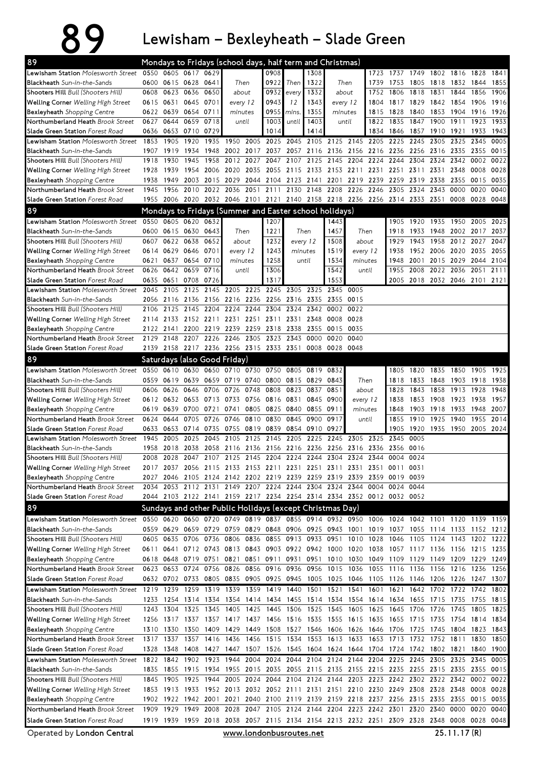# 89 Lewisham – Bexleyheath – Slade Green

## Mondays to Fridays (school days, half term and Christmas)

| 89 | | | | | | | | | | | | | | | | | | | |
|---|---|---|---|---|---|---|---|---|---|---|---|---|---|---|---|---|---|---|---|
| Lewisham Station *Molesworth Street* | 0550 | 0605 | 0617 | 0629 | | 0908 | | 1308 | | 1723 | 1737 | 1749 | 1802 | 1816 | 1828 | 1841 |
| Blackheath *Sun-in-the-Sands* | 0600 | 0615 | 0628 | 0641 | Then | 0922 | Then | 1322 | Then | 1739 | 1753 | 1805 | 1818 | 1832 | 1844 | 1855 |
| Shooters Hill *Bull (Shooters Hill)* | 0608 | 0623 | 0636 | 0650 | about | 0932 | every | 1332 | about | 1752 | 1806 | 1818 | 1831 | 1844 | 1856 | 1906 |
| Welling Corner *Welling High Street* | 0615 | 0631 | 0645 | 0701 | every 12 | 0943 | 12 | 1343 | every 12 | 1804 | 1817 | 1829 | 1842 | 1854 | 1906 | 1916 |
| Bexleyheath *Shopping Centre* | 0622 | 0639 | 0654 | 0711 | minutes | 0955 | mins. | 1355 | minutes | 1815 | 1828 | 1840 | 1853 | 1904 | 1916 | 1926 |
| Northumberland Heath *Brook Street* | 0627 | 0644 | 0659 | 0718 | until | 1003 | until | 1403 | until | 1822 | 1835 | 1847 | 1900 | 1911 | 1923 | 1933 |
| Slade Green Station *Forest Road* | 0636 | 0653 | 0710 | 0729 | | 1014 | | 1414 | | 1834 | 1846 | 1857 | 1910 | 1921 | 1933 | 1943 |

| | | | | | | | | | | | | | | | | | | |
|---|---|---|---|---|---|---|---|---|---|---|---|---|---|---|---|---|---|---|
| Lewisham Station *Molesworth Street* | 1853 | 1905 | 1920 | 1935 | 1950 | 2005 | 2025 | 2045 | 2105 | 2125 | 2145 | 2205 | 2225 | 2245 | 2305 | 2325 | 2345 | 0005 |
| Blackheath *Sun-in-the-Sands* | 1907 | 1919 | 1934 | 1948 | 2002 | 2017 | 2037 | 2057 | 2116 | 2136 | 2156 | 2216 | 2236 | 2256 | 2316 | 2335 | 2355 | 0015 |
| Shooters Hill *Bull (Shooters Hill)* | 1918 | 1930 | 1945 | 1958 | 2012 | 2027 | 2047 | 2107 | 2125 | 2145 | 2204 | 2224 | 2244 | 2304 | 2324 | 2342 | 0002 | 0022 |
| Welling Corner *Welling High Street* | 1928 | 1939 | 1954 | 2006 | 2020 | 2035 | 2055 | 2115 | 2133 | 2153 | 2211 | 2231 | 2251 | 2311 | 2331 | 2348 | 0008 | 0028 |
| Bexleyheath *Shopping Centre* | 1938 | 1949 | 2003 | 2015 | 2029 | 2044 | 2104 | 2123 | 2141 | 2201 | 2219 | 2239 | 2259 | 2319 | 2338 | 2355 | 0015 | 0035 |
| Northumberland Heath *Brook Street* | 1945 | 1956 | 2010 | 2022 | 2036 | 2051 | 2111 | 2130 | 2148 | 2208 | 2226 | 2246 | 2305 | 2324 | 2343 | 0000 | 0020 | 0040 |
| Slade Green Station *Forest Road* | 1955 | 2006 | 2020 | 2032 | 2046 | 2101 | 2121 | 2140 | 2158 | 2218 | 2236 | 2256 | 2314 | 2333 | 2351 | 0008 | 0028 | 0048 |

## Mondays to Fridays (Summer and Easter school holidays)

| 89 | | | | | | | | | | | | | | | | |
|---|---|---|---|---|---|---|---|---|---|---|---|---|---|---|---|---|
| Lewisham Station *Molesworth Street* | 0550 | 0605 | 0620 | 0632 | | 1207 | | 1443 | | 1905 | 1920 | 1935 | 1950 | 2005 | 2025 |
| Blackheath *Sun-in-the-Sands* | 0600 | 0615 | 0630 | 0643 | Then | 1221 | Then | 1457 | Then | 1918 | 1933 | 1948 | 2002 | 2017 | 2037 |
| Shooters Hill *Bull (Shooters Hill)* | 0607 | 0622 | 0638 | 0652 | about | 1232 | every 12 | 1508 | about | 1929 | 1943 | 1958 | 2012 | 2027 | 2047 |
| Welling Corner *Welling High Street* | 0614 | 0629 | 0646 | 0701 | every 12 | 1243 | minutes | 1519 | every 12 | 1938 | 1952 | 2006 | 2020 | 2035 | 2055 |
| Bexleyheath *Shopping Centre* | 0621 | 0637 | 0654 | 0710 | minutes | 1258 | until | 1534 | minutes | 1948 | 2001 | 2015 | 2029 | 2044 | 2104 |
| Northumberland Heath *Brook Street* | 0626 | 0642 | 0659 | 0716 | until | 1306 | | 1542 | until | 1955 | 2008 | 2022 | 2036 | 2051 | 2111 |
| Slade Green Station *Forest Road* | 0635 | 0651 | 0708 | 0726 | | 1317 | | 1553 | | 2005 | 2018 | 2032 | 2046 | 2101 | 2121 |

| | | | | | | | | | | | |
|---|---|---|---|---|---|---|---|---|---|---|---|
| Lewisham Station *Molesworth Street* | 2045 | 2105 | 2125 | 2145 | 2205 | 2225 | 2245 | 2305 | 2325 | 2345 | 0005 |
| Blackheath *Sun-in-the-Sands* | 2056 | 2116 | 2136 | 2156 | 2216 | 2236 | 2256 | 2316 | 2335 | 2355 | 0015 |
| Shooters Hill *Bull (Shooters Hill)* | 2106 | 2125 | 2145 | 2204 | 2224 | 2244 | 2304 | 2324 | 2342 | 0002 | 0022 |
| Welling Corner *Welling High Street* | 2114 | 2133 | 2152 | 2211 | 2231 | 2251 | 2311 | 2331 | 2348 | 0008 | 0028 |
| Bexleyheath *Shopping Centre* | 2122 | 2141 | 2200 | 2219 | 2239 | 2259 | 2318 | 2338 | 2355 | 0015 | 0035 |
| Northumberland Heath *Brook Street* | 2129 | 2148 | 2207 | 2226 | 2246 | 2305 | 2323 | 2343 | 0000 | 0020 | 0040 |
| Slade Green Station *Forest Road* | 2139 | 2158 | 2217 | 2236 | 2256 | 2315 | 2333 | 2351 | 0008 | 0028 | 0048 |

## Saturdays (also Good Friday)

| 89 | | | | | | | | | | | | | | | | | |
|---|---|---|---|---|---|---|---|---|---|---|---|---|---|---|---|---|---|
| Lewisham Station *Molesworth Street* | 0550 | 0610 | 0630 | 0650 | 0710 | 0730 | 0750 | 0805 | 0819 | 0832 | | 1805 | 1820 | 1835 | 1850 | 1905 | 1925 |
| Blackheath *Sun-in-the-Sands* | 0559 | 0619 | 0639 | 0659 | 0719 | 0740 | 0800 | 0815 | 0829 | 0843 | Then | 1818 | 1833 | 1848 | 1903 | 1918 | 1938 |
| Shooters Hill *Bull (Shooters Hill)* | 0606 | 0626 | 0646 | 0706 | 0726 | 0748 | 0808 | 0823 | 0837 | 0851 | about | 1828 | 1843 | 1858 | 1913 | 1928 | 1948 |
| Welling Corner *Welling High Street* | 0612 | 0632 | 0653 | 0713 | 0733 | 0756 | 0816 | 0831 | 0845 | 0900 | every 12 | 1838 | 1853 | 1908 | 1923 | 1938 | 1957 |
| Bexleyheath *Shopping Centre* | 0619 | 0639 | 0700 | 0721 | 0741 | 0805 | 0825 | 0840 | 0855 | 0911 | minutes | 1848 | 1903 | 1918 | 1933 | 1948 | 2007 |
| Northumberland Heath *Brook Street* | 0624 | 0644 | 0705 | 0726 | 0746 | 0810 | 0830 | 0845 | 0900 | 0917 | until | 1855 | 1910 | 1925 | 1940 | 1955 | 2014 |
| Slade Green Station *Forest Road* | 0633 | 0653 | 0714 | 0735 | 0755 | 0819 | 0839 | 0854 | 0910 | 0927 | | 1905 | 1920 | 1935 | 1950 | 2005 | 2024 |

| | | | | | | | | | | | | | | |
|---|---|---|---|---|---|---|---|---|---|---|---|---|---|---|
| Lewisham Station *Molesworth Street* | 1945 | 2005 | 2025 | 2045 | 2105 | 2125 | 2145 | 2205 | 2225 | 2245 | 2305 | 2325 | 2345 | 0005 |
| Blackheath *Sun-in-the-Sands* | 1958 | 2018 | 2038 | 2058 | 2116 | 2136 | 2156 | 2216 | 2236 | 2256 | 2316 | 2336 | 2356 | 0016 |
| Shooters Hill *Bull (Shooters Hill)* | 2008 | 2028 | 2047 | 2107 | 2125 | 2145 | 2204 | 2224 | 2244 | 2304 | 2324 | 2344 | 0004 | 0024 |
| Welling Corner *Welling High Street* | 2017 | 2037 | 2056 | 2115 | 2133 | 2153 | 2211 | 2231 | 2251 | 2311 | 2331 | 2351 | 0011 | 0031 |
| Bexleyheath *Shopping Centre* | 2027 | 2046 | 2105 | 2124 | 2142 | 2202 | 2219 | 2239 | 2259 | 2319 | 2339 | 2359 | 0019 | 0039 |
| Northumberland Heath *Brook Street* | 2034 | 2053 | 2112 | 2131 | 2149 | 2207 | 2224 | 2244 | 2304 | 2324 | 2344 | 0004 | 0024 | 0044 |
| Slade Green Station *Forest Road* | 2044 | 2103 | 2122 | 2141 | 2159 | 2217 | 2234 | 2254 | 2314 | 2334 | 2352 | 0012 | 0032 | 0052 |

## Sundays and other Public Holidays (except Christmas Day)

| 89 | | | | | | | | | | | | | | | | | | |
|---|---|---|---|---|---|---|---|---|---|---|---|---|---|---|---|---|---|---|
| Lewisham Station *Molesworth Street* | 0550 | 0620 | 0650 | 0720 | 0749 | 0819 | 0837 | 0855 | 0914 | 0932 | 0950 | 1006 | 1024 | 1042 | 1101 | 1120 | 1139 | 1159 |
| Blackheath *Sun-in-the-Sands* | 0559 | 0629 | 0659 | 0729 | 0759 | 0829 | 0848 | 0906 | 0925 | 0943 | 1001 | 1019 | 1037 | 1055 | 1114 | 1133 | 1152 | 1212 |
| Shooters Hill *Bull (Shooters Hill)* | 0605 | 0635 | 0706 | 0736 | 0806 | 0836 | 0855 | 0913 | 0933 | 0951 | 1010 | 1028 | 1046 | 1105 | 1124 | 1143 | 1202 | 1222 |
| Welling Corner *Welling High Street* | 0611 | 0641 | 0712 | 0743 | 0813 | 0843 | 0903 | 0922 | 0942 | 1000 | 1020 | 1038 | 1057 | 1117 | 1136 | 1156 | 1215 | 1235 |
| Bexleyheath *Shopping Centre* | 0618 | 0648 | 0719 | 0751 | 0821 | 0851 | 0911 | 0931 | 0951 | 1010 | 1030 | 1049 | 1109 | 1129 | 1149 | 1209 | 1229 | 1249 |
| Northumberland Heath *Brook Street* | 0623 | 0653 | 0724 | 0756 | 0826 | 0856 | 0916 | 0936 | 0956 | 1015 | 1036 | 1055 | 1116 | 1136 | 1156 | 1216 | 1236 | 1256 |
| Slade Green Station *Forest Road* | 0632 | 0702 | 0733 | 0805 | 0835 | 0905 | 0925 | 0945 | 1005 | 1025 | 1046 | 1105 | 1126 | 1146 | 1206 | 1226 | 1247 | 1307 |

| | | | | | | | | | | | | | | | | | | |
|---|---|---|---|---|---|---|---|---|---|---|---|---|---|---|---|---|---|---|
| Lewisham Station *Molesworth Street* | 1219 | 1239 | 1259 | 1319 | 1339 | 1359 | 1419 | 1440 | 1501 | 1521 | 1541 | 1601 | 1621 | 1642 | 1702 | 1722 | 1742 | 1802 |
| Blackheath *Sun-in-the-Sands* | 1233 | 1254 | 1314 | 1334 | 1354 | 1414 | 1434 | 1455 | 1514 | 1534 | 1554 | 1614 | 1634 | 1655 | 1715 | 1735 | 1755 | 1815 |
| Shooters Hill *Bull (Shooters Hill)* | 1243 | 1304 | 1325 | 1345 | 1405 | 1425 | 1445 | 1506 | 1525 | 1545 | 1605 | 1625 | 1645 | 1706 | 1726 | 1745 | 1805 | 1825 |
| Welling Corner *Welling High Street* | 1256 | 1317 | 1337 | 1357 | 1417 | 1437 | 1456 | 1516 | 1535 | 1555 | 1615 | 1635 | 1655 | 1715 | 1735 | 1754 | 1814 | 1834 |
| Bexleyheath *Shopping Centre* | 1310 | 1330 | 1350 | 1409 | 1429 | 1449 | 1508 | 1527 | 1546 | 1606 | 1626 | 1646 | 1706 | 1725 | 1745 | 1804 | 1823 | 1843 |
| Northumberland Heath *Brook Street* | 1317 | 1337 | 1357 | 1416 | 1436 | 1456 | 1515 | 1534 | 1553 | 1613 | 1633 | 1653 | 1713 | 1732 | 1752 | 1811 | 1830 | 1850 |
| Slade Green Station *Forest Road* | 1328 | 1348 | 1408 | 1427 | 1447 | 1507 | 1526 | 1545 | 1604 | 1624 | 1644 | 1704 | 1724 | 1742 | 1802 | 1821 | 1840 | 1900 |

| | | | | | | | | | | | | | | | | | | |
|---|---|---|---|---|---|---|---|---|---|---|---|---|---|---|---|---|---|---|
| Lewisham Station *Molesworth Street* | 1822 | 1842 | 1902 | 1923 | 1944 | 2004 | 2024 | 2044 | 2104 | 2124 | 2144 | 2204 | 2225 | 2245 | 2305 | 2325 | 2345 | 0005 |
| Blackheath *Sun-in-the-Sands* | 1835 | 1855 | 1915 | 1934 | 1955 | 2015 | 2035 | 2055 | 2115 | 2135 | 2155 | 2215 | 2235 | 2255 | 2315 | 2335 | 2355 | 0015 |
| Shooters Hill *Bull (Shooters Hill)* | 1845 | 1905 | 1925 | 1944 | 2005 | 2024 | 2044 | 2104 | 2124 | 2144 | 2203 | 2223 | 2242 | 2302 | 2322 | 2342 | 0002 | 0022 |
| Welling Corner *Welling High Street* | 1853 | 1913 | 1933 | 1952 | 2013 | 2032 | 2052 | 2111 | 2131 | 2151 | 2210 | 2230 | 2249 | 2308 | 2328 | 2348 | 0008 | 0028 |
| Bexleyheath *Shopping Centre* | 1902 | 1922 | 1942 | 2001 | 2021 | 2040 | 2100 | 2119 | 2139 | 2159 | 2218 | 2237 | 2256 | 2315 | 2335 | 2355 | 0015 | 0035 |
| Northumberland Heath *Brook Street* | 1909 | 1929 | 1949 | 2008 | 2028 | 2047 | 2105 | 2124 | 2144 | 2204 | 2223 | 2242 | 2301 | 2320 | 2340 | 0000 | 0020 | 0040 |
| Slade Green Station *Forest Road* | 1919 | 1939 | 1959 | 2018 | 2038 | 2057 | 2115 | 2134 | 2154 | 2213 | 2232 | 2251 | 2309 | 2328 | 2348 | 0008 | 0028 | 0048 |

Operated by **London Central** www.londonbusroutes.net 25.11.17 (R)